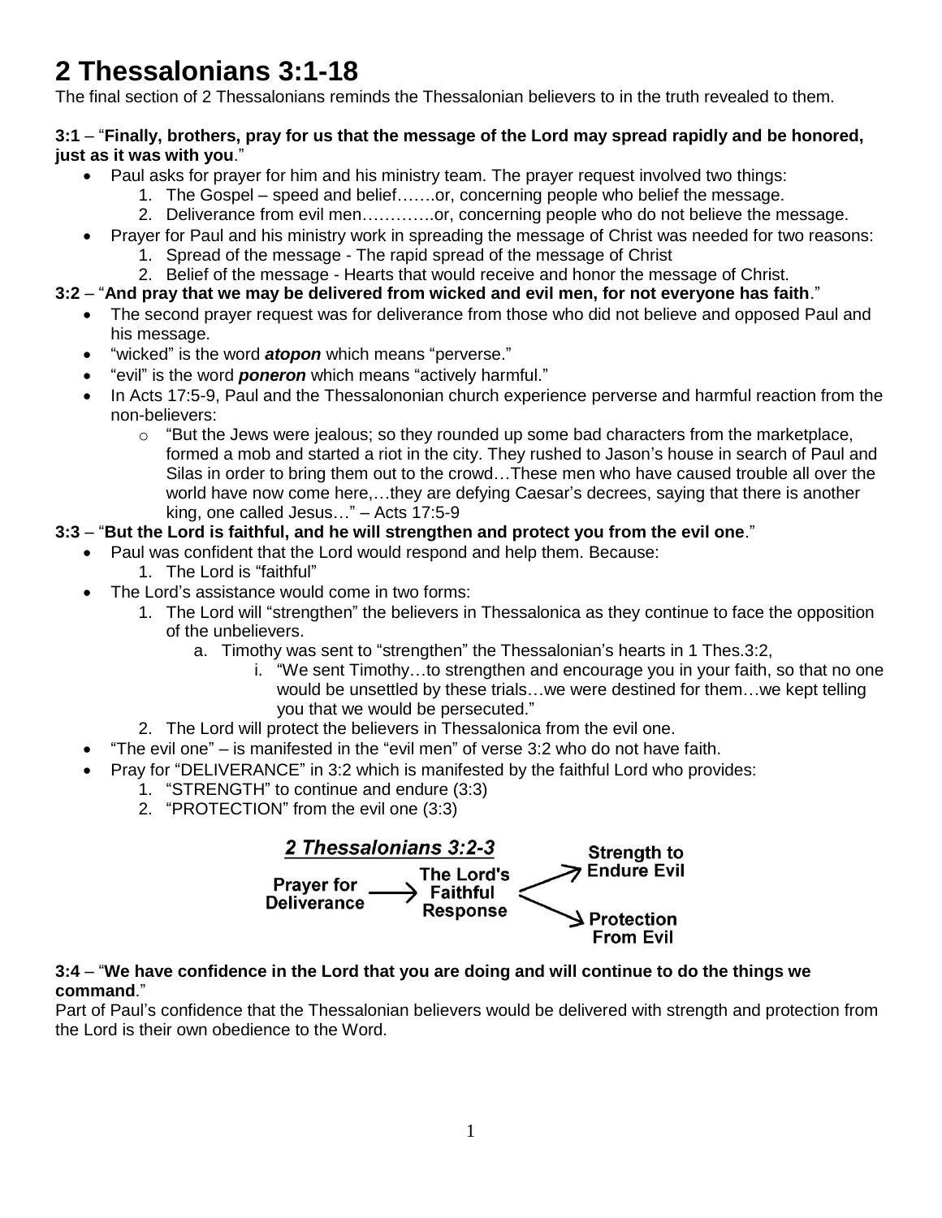# 2 Thessalonians 3:1-18

The final section of 2 Thessalonians reminds the Thessalonian believers to in the truth revealed to them.

**3:1** – "**Finally, brothers, pray for us that the message of the Lord may spread rapidly and be honored, just as it was with you**."

- Paul asks for prayer for him and his ministry team. The prayer request involved two things:
    1. The Gospel – speed and belief…….or, concerning people who belief the message.
    2. Deliverance from evil men…………..or, concerning people who do not believe the message.
- Prayer for Paul and his ministry work in spreading the message of Christ was needed for two reasons:
    1. Spread of the message - The rapid spread of the message of Christ
    2. Belief of the message - Hearts that would receive and honor the message of Christ.

**3:2** – "**And pray that we may be delivered from wicked and evil men, for not everyone has faith**."

- The second prayer request was for deliverance from those who did not believe and opposed Paul and his message.
- "wicked" is the word ***atopon*** which means "perverse."
- "evil" is the word ***poneron*** which means "actively harmful."
- In Acts 17:5-9, Paul and the Thessalononian church experience perverse and harmful reaction from the non-believers:
    - "But the Jews were jealous; so they rounded up some bad characters from the marketplace, formed a mob and started a riot in the city. They rushed to Jason's house in search of Paul and Silas in order to bring them out to the crowd…These men who have caused trouble all over the world have now come here,…they are defying Caesar's decrees, saying that there is another king, one called Jesus…" – Acts 17:5-9

**3:3** – "**But the Lord is faithful, and he will strengthen and protect you from the evil one**."

- Paul was confident that the Lord would respond and help them. Because:
    1. The Lord is "faithful"
- The Lord's assistance would come in two forms:
    1. The Lord will "strengthen" the believers in Thessalonica as they continue to face the opposition of the unbelievers.
        a. Timothy was sent to "strengthen" the Thessalonian's hearts in 1 Thes.3:2,
            i. "We sent Timothy…to strengthen and encourage you in your faith, so that no one would be unsettled by these trials…we were destined for them…we kept telling you that we would be persecuted."
    2. The Lord will protect the believers in Thessalonica from the evil one.
- "The evil one" – is manifested in the "evil men" of verse 3:2 who do not have faith.
- Pray for "DELIVERANCE" in 3:2 which is manifested by the faithful Lord who provides:
    1. "STRENGTH" to continue and endure (3:3)
    2. "PROTECTION" from the evil one (3:3)

***2 Thessalonians 3:2-3***

**Prayer for Deliverance** → **The Lord's Faithful Response** → **Strength to Endure Evil** / **Protection From Evil**

**3:4** – "**We have confidence in the Lord that you are doing and will continue to do the things we command**."

Part of Paul's confidence that the Thessalonian believers would be delivered with strength and protection from the Lord is their own obedience to the Word.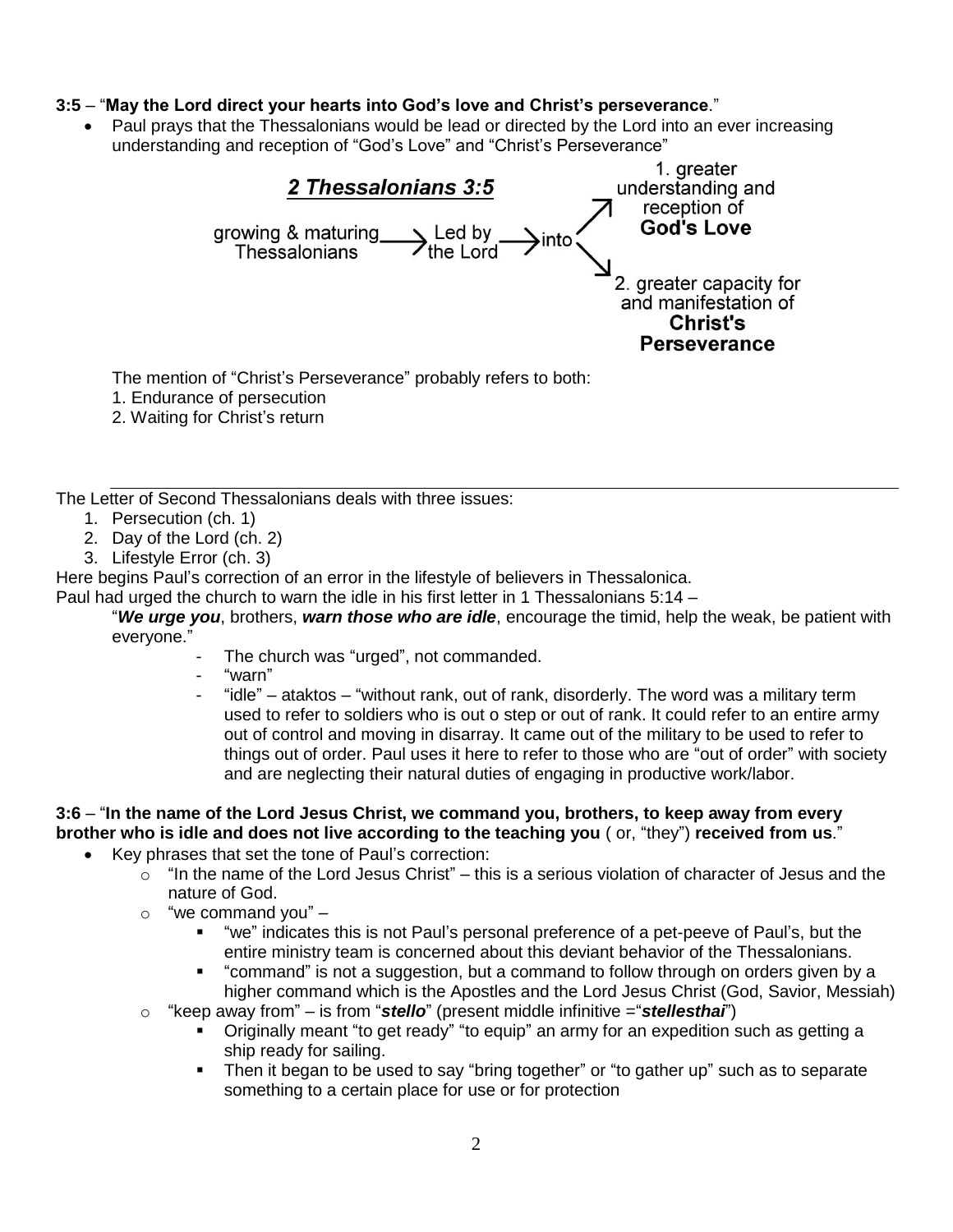**3:5** – "**May the Lord direct your hearts into God's love and Christ's perseverance**."

- Paul prays that the Thessalonians would be lead or directed by the Lord into an ever increasing understanding and reception of "God's Love" and "Christ's Perseverance"

***2 Thessalonians 3:5***

growing & maturing Thessalonians → Led by the Lord → into
- 1. greater understanding and reception of **God's Love**
- 2. greater capacity for and manifestation of **Christ's Perseverance**

The mention of "Christ's Perseverance" probably refers to both:
1. Endurance of persecution
2. Waiting for Christ's return

---

The Letter of Second Thessalonians deals with three issues:

1. Persecution (ch. 1)
2. Day of the Lord (ch. 2)
3. Lifestyle Error (ch. 3)

Here begins Paul's correction of an error in the lifestyle of believers in Thessalonica.

Paul had urged the church to warn the idle in his first letter in 1 Thessalonians 5:14 –

"***We urge you***, brothers, ***warn those who are idle***, encourage the timid, help the weak, be patient with everyone."

- The church was "urged", not commanded.
- "warn"
- "idle" – ataktos – "without rank, out of rank, disorderly. The word was a military term used to refer to soldiers who is out o step or out of rank. It could refer to an entire army out of control and moving in disarray. It came out of the military to be used to refer to things out of order. Paul uses it here to refer to those who are "out of order" with society and are neglecting their natural duties of engaging in productive work/labor.

**3:6** – "**In the name of the Lord Jesus Christ, we command you, brothers, to keep away from every brother who is idle and does not live according to the teaching you** ( or, "they") **received from us**."

- Key phrases that set the tone of Paul's correction:
  - "In the name of the Lord Jesus Christ" – this is a serious violation of character of Jesus and the nature of God.
  - "we command you" –
    - "we" indicates this is not Paul's personal preference of a pet-peeve of Paul's, but the entire ministry team is concerned about this deviant behavior of the Thessalonians.
    - "command" is not a suggestion, but a command to follow through on orders given by a higher command which is the Apostles and the Lord Jesus Christ (God, Savior, Messiah)
  - "keep away from" – is from "***stello***" (present middle infinitive ="***stellesthai***")
    - Originally meant "to get ready" "to equip" an army for an expedition such as getting a ship ready for sailing.
    - Then it began to be used to say "bring together" or "to gather up" such as to separate something to a certain place for use or for protection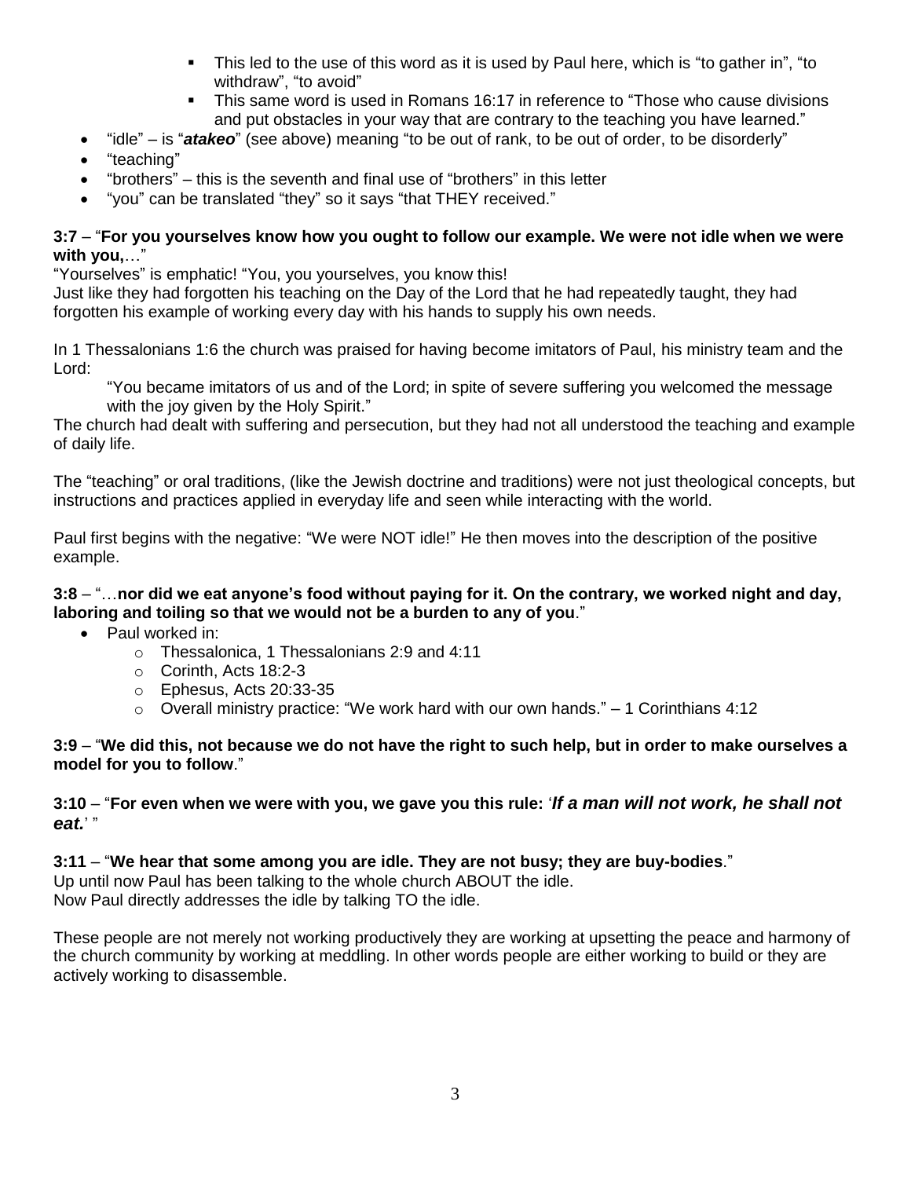- This led to the use of this word as it is used by Paul here, which is "to gather in", "to withdraw", "to avoid"
    - This same word is used in Romans 16:17 in reference to "Those who cause divisions and put obstacles in your way that are contrary to the teaching you have learned."
- "idle" – is "***atakeo***" (see above) meaning "to be out of rank, to be out of order, to be disorderly"
- "teaching"
- "brothers" – this is the seventh and final use of "brothers" in this letter
- "you" can be translated "they" so it says "that THEY received."

**3:7** – "**For you yourselves know how you ought to follow our example. We were not idle when we were with you,**…"
"Yourselves" is emphatic! "You, you yourselves, you know this!
Just like they had forgotten his teaching on the Day of the Lord that he had repeatedly taught, they had forgotten his example of working every day with his hands to supply his own needs.

In 1 Thessalonians 1:6 the church was praised for having become imitators of Paul, his ministry team and the Lord:

> "You became imitators of us and of the Lord; in spite of severe suffering you welcomed the message with the joy given by the Holy Spirit."

The church had dealt with suffering and persecution, but they had not all understood the teaching and example of daily life.

The "teaching" or oral traditions, (like the Jewish doctrine and traditions) were not just theological concepts, but instructions and practices applied in everyday life and seen while interacting with the world.

Paul first begins with the negative: "We were NOT idle!" He then moves into the description of the positive example.

**3:8** – "…**nor did we eat anyone's food without paying for it. On the contrary, we worked night and day, laboring and toiling so that we would not be a burden to any of you**."

- Paul worked in:
    - Thessalonica, 1 Thessalonians 2:9 and 4:11
    - Corinth, Acts 18:2-3
    - Ephesus, Acts 20:33-35
    - Overall ministry practice: "We work hard with our own hands." – 1 Corinthians 4:12

**3:9** – "**We did this, not because we do not have the right to such help, but in order to make ourselves a model for you to follow**."

**3:10** – "**For even when we were with you, we gave you this rule:** '***If a man will not work, he shall not eat.***' "

**3:11** – "**We hear that some among you are idle. They are not busy; they are buy-bodies**."
Up until now Paul has been talking to the whole church ABOUT the idle.
Now Paul directly addresses the idle by talking TO the idle.

These people are not merely not working productively they are working at upsetting the peace and harmony of the church community by working at meddling. In other words people are either working to build or they are actively working to disassemble.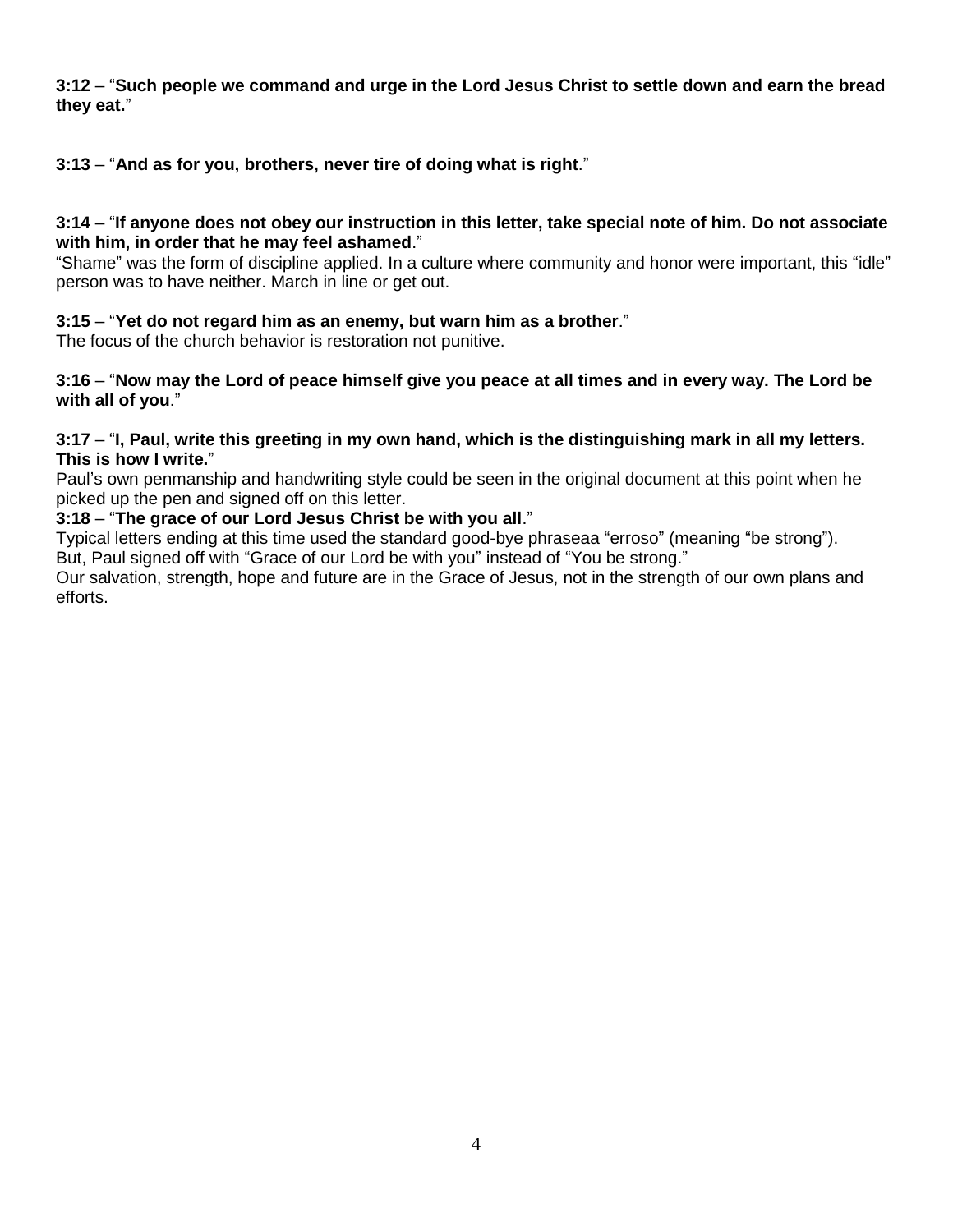**3:12** – "**Such people we command and urge in the Lord Jesus Christ to settle down and earn the bread they eat.**"

**3:13** – "**And as for you, brothers, never tire of doing what is right**."

**3:14** – "**If anyone does not obey our instruction in this letter, take special note of him. Do not associate with him, in order that he may feel ashamed**."
"Shame" was the form of discipline applied. In a culture where community and honor were important, this "idle" person was to have neither. March in line or get out.

**3:15** – "**Yet do not regard him as an enemy, but warn him as a brother**."
The focus of the church behavior is restoration not punitive.

**3:16** – "**Now may the Lord of peace himself give you peace at all times and in every way. The Lord be with all of you**."

**3:17** – "**I, Paul, write this greeting in my own hand, which is the distinguishing mark in all my letters. This is how I write.**"
Paul's own penmanship and handwriting style could be seen in the original document at this point when he picked up the pen and signed off on this letter.

**3:18** – "**The grace of our Lord Jesus Christ be with you all**."
Typical letters ending at this time used the standard good-bye phraseaa "erroso" (meaning "be strong"). But, Paul signed off with "Grace of our Lord be with you" instead of "You be strong."
Our salvation, strength, hope and future are in the Grace of Jesus, not in the strength of our own plans and efforts.